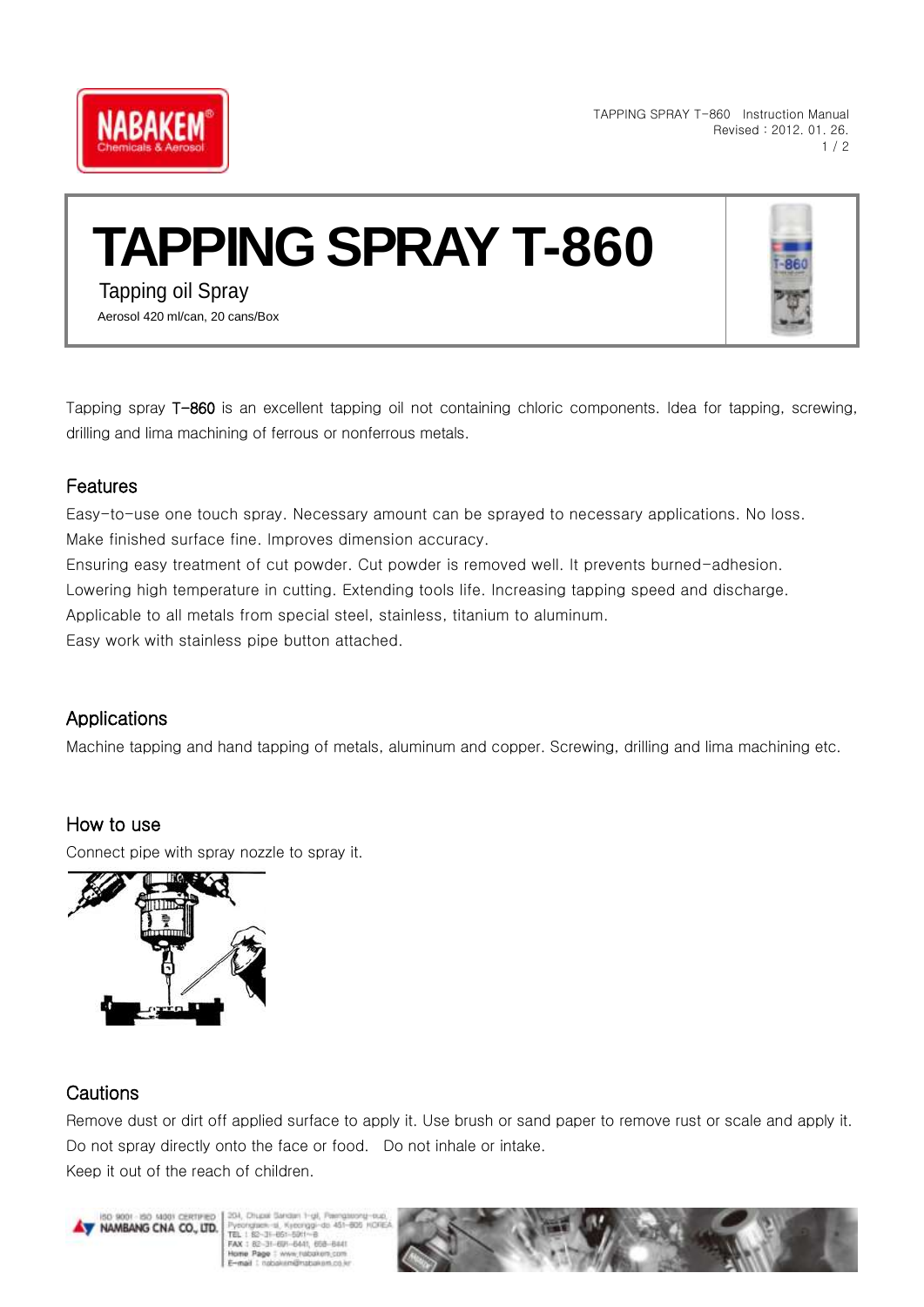# TAPPING SPRAY T-860

Tapping oil Spray

Aerosol 420 ml/can, 20 cans/Box

Tapping spray T-860 is an excellent tapping oil not containing chloric components. Idea for tapping, screwing, drilling and lima machining of ferrous or nonferrous metals.

## Features

Easy-to-use one touch spray. Necessary amount can be sprayed to necessary applications. No loss.
Make finished surface fine. Improves dimension accuracy.
Ensuring easy treatment of cut powder. Cut powder is removed well. It prevents burned-adhesion.
Lowering high temperature in cutting. Extending tools life. Increasing tapping speed and discharge.
Applicable to all metals from special steel, stainless, titanium to aluminum.
Easy work with stainless pipe button attached.

## Applications

Machine tapping and hand tapping of metals, aluminum and copper. Screwing, drilling and lima machining etc.

## How to use

Connect pipe with spray nozzle to spray it.

## Cautions

Remove dust or dirt off applied surface to apply it. Use brush or sand paper to remove rust or scale and apply it.
Do not spray directly onto the face or food. Do not inhale or intake.
Keep it out of the reach of children.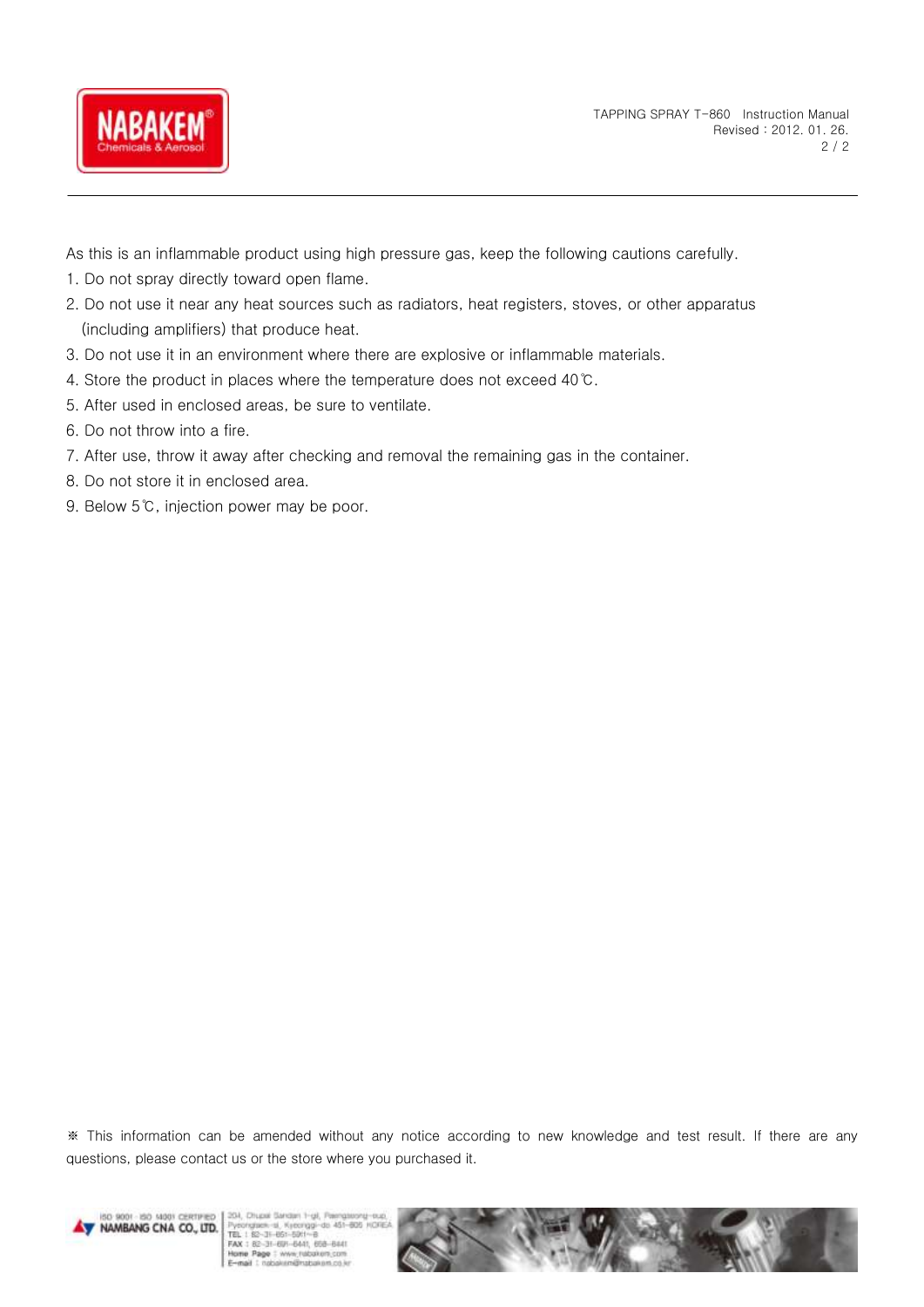As this is an inflammable product using high pressure gas, keep the following cautions carefully.

1. Do not spray directly toward open flame.
2. Do not use it near any heat sources such as radiators, heat registers, stoves, or other apparatus (including amplifiers) that produce heat.
3. Do not use it in an environment where there are explosive or inflammable materials.
4. Store the product in places where the temperature does not exceed 40℃.
5. After used in enclosed areas, be sure to ventilate.
6. Do not throw into a fire.
7. After use, throw it away after checking and removal the remaining gas in the container.
8. Do not store it in enclosed area.
9. Below 5℃, injection power may be poor.

※ This information can be amended without any notice according to new knowledge and test result. If there are any questions, please contact us or the store where you purchased it.